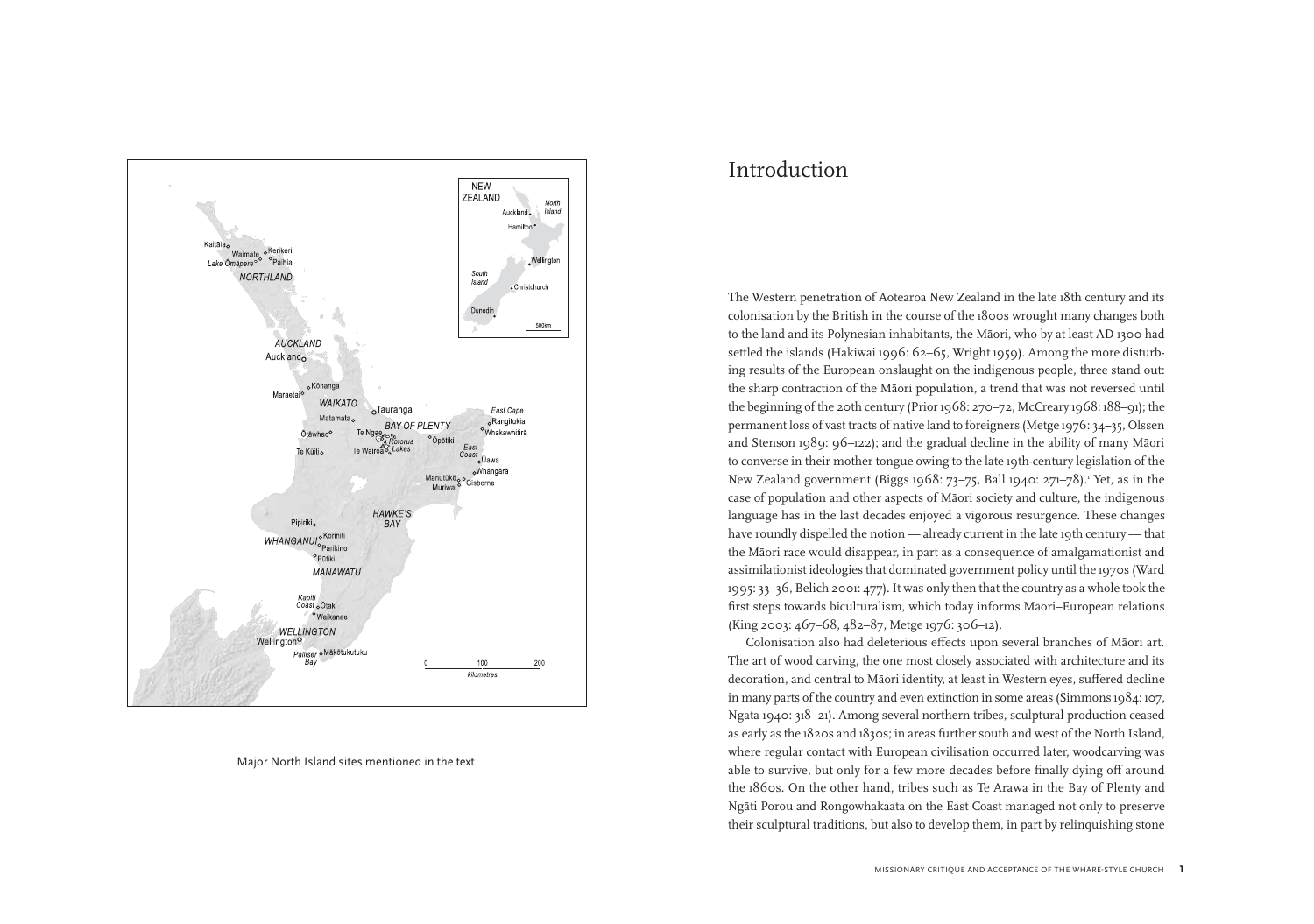Major North Island sites mentioned in the text

# Introduction

The Western penetration of Aotearoa New Zealand in the late 18th century and its colonisation by the British in the course of the 1800s wrought many changes both to the land and its Polynesian inhabitants, the Māori, who by at least AD 1300 had settled the islands (Hakiwai 1996: 62–65, Wright 1959). Among the more disturbing results of the European onslaught on the indigenous people, three stand out: the sharp contraction of the Māori population, a trend that was not reversed until the beginning of the 20th century (Prior 1968: 270–72, McCreary 1968: 188–91); the permanent loss of vast tracts of native land to foreigners (Metge 1976: 34–35, Olssen and Stenson 1989: 96–122); and the gradual decline in the ability of many Māori to converse in their mother tongue owing to the late 19th-century legislation of the New Zealand government (Biggs 1968: 73–75, Ball 1940: 271–78).[1] Yet, as in the case of population and other aspects of Māori society and culture, the indigenous language has in the last decades enjoyed a vigorous resurgence. These changes have roundly dispelled the notion — already current in the late 19th century — that the Māori race would disappear, in part as a consequence of amalgamationist and assimilationist ideologies that dominated government policy until the 1970s (Ward 1995: 33–36, Belich 2001: 477). It was only then that the country as a whole took the first steps towards biculturalism, which today informs Māori–European relations (King 2003: 467–68, 482–87, Metge 1976: 306–12).

Colonisation also had deleterious effects upon several branches of Māori art. The art of wood carving, the one most closely associated with architecture and its decoration, and central to Māori identity, at least in Western eyes, suffered decline in many parts of the country and even extinction in some areas (Simmons 1984: 107, Ngata 1940: 318–21). Among several northern tribes, sculptural production ceased as early as the 1820s and 1830s; in areas further south and west of the North Island, where regular contact with European civilisation occurred later, woodcarving was able to survive, but only for a few more decades before finally dying off around the 1860s. On the other hand, tribes such as Te Arawa in the Bay of Plenty and Ngāti Porou and Rongowhakaata on the East Coast managed not only to preserve their sculptural traditions, but also to develop them, in part by relinquishing stone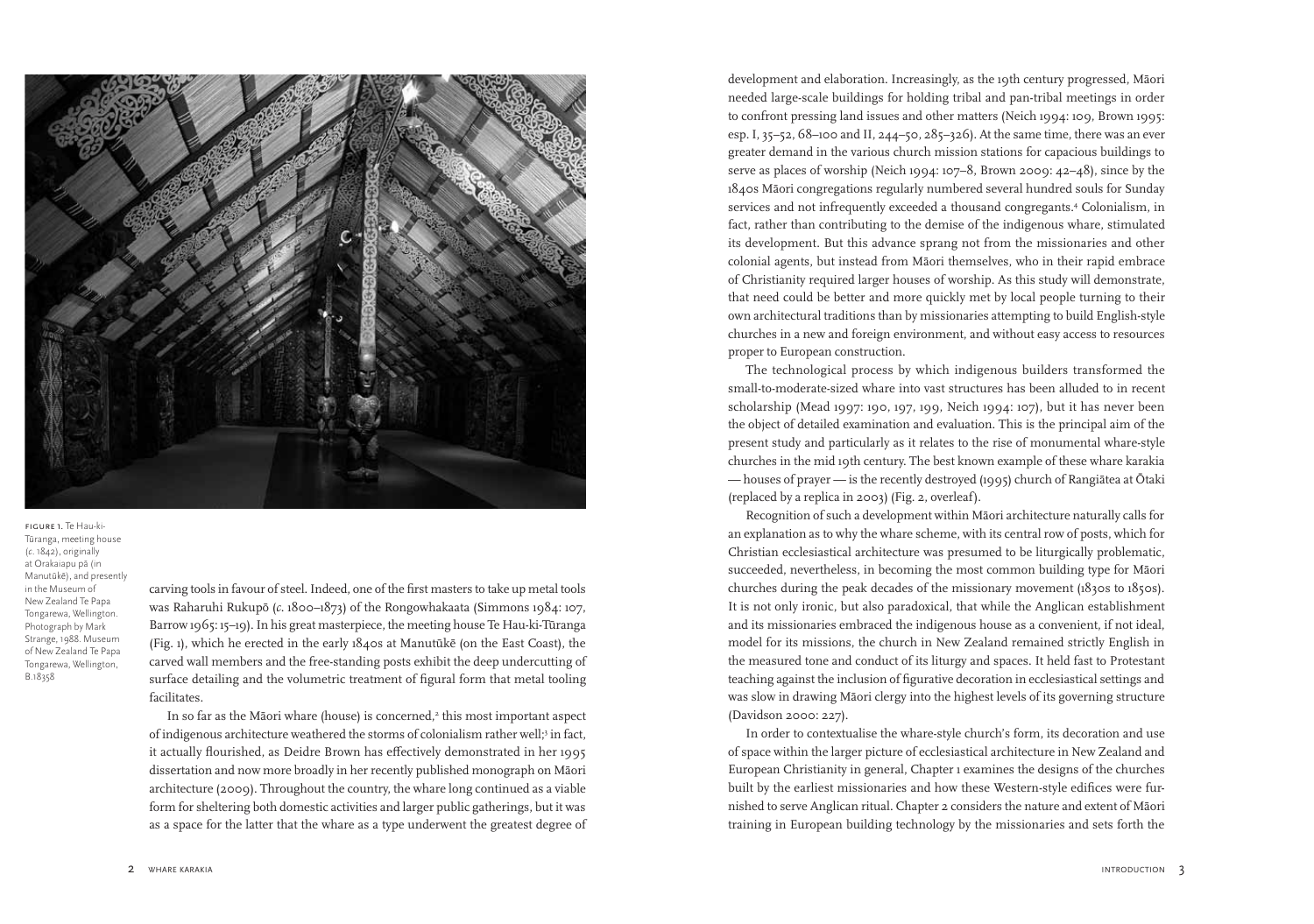FIGURE 1. Te Hau-ki-Tūranga, meeting house (*c.* 1842), originally at Orakaiapu pā (in Manutūkē), and presently in the Museum of New Zealand Te Papa Tongarewa, Wellington. Photograph by Mark Strange, 1988. Museum of New Zealand Te Papa Tongarewa, Wellington, B.18358

carving tools in favour of steel. Indeed, one of the first masters to take up metal tools was Raharuhi Rukupō (*c.* 1800–1873) of the Rongowhakaata (Simmons 1984: 107, Barrow 1965: 15–19). In his great masterpiece, the meeting house Te Hau-ki-Tūranga (Fig. 1), which he erected in the early 1840s at Manutūkē (on the East Coast), the carved wall members and the free-standing posts exhibit the deep undercutting of surface detailing and the volumetric treatment of figural form that metal tooling facilitates.

In so far as the Māori whare (house) is concerned,[2] this most important aspect of indigenous architecture weathered the storms of colonialism rather well;[3] in fact, it actually flourished, as Deidre Brown has effectively demonstrated in her 1995 dissertation and now more broadly in her recently published monograph on Māori architecture (2009). Throughout the country, the whare long continued as a viable form for sheltering both domestic activities and larger public gatherings, but it was as a space for the latter that the whare as a type underwent the greatest degree of development and elaboration. Increasingly, as the 19th century progressed, Māori needed large-scale buildings for holding tribal and pan-tribal meetings in order to confront pressing land issues and other matters (Neich 1994: 109, Brown 1995: esp. I, 35–52, 68–100 and II, 244–50, 285–326). At the same time, there was an ever greater demand in the various church mission stations for capacious buildings to serve as places of worship (Neich 1994: 107–8, Brown 2009: 42–48), since by the 1840s Māori congregations regularly numbered several hundred souls for Sunday services and not infrequently exceeded a thousand congregants.[4] Colonialism, in fact, rather than contributing to the demise of the indigenous whare, stimulated its development. But this advance sprang not from the missionaries and other colonial agents, but instead from Māori themselves, who in their rapid embrace of Christianity required larger houses of worship. As this study will demonstrate, that need could be better and more quickly met by local people turning to their own architectural traditions than by missionaries attempting to build English-style churches in a new and foreign environment, and without easy access to resources proper to European construction.

The technological process by which indigenous builders transformed the small-to-moderate-sized whare into vast structures has been alluded to in recent scholarship (Mead 1997: 190, 197, 199, Neich 1994: 107), but it has never been the object of detailed examination and evaluation. This is the principal aim of the present study and particularly as it relates to the rise of monumental whare-style churches in the mid 19th century. The best known example of these whare karakia — houses of prayer — is the recently destroyed (1995) church of Rangiātea at Ōtaki (replaced by a replica in 2003) (Fig. 2, overleaf).

Recognition of such a development within Māori architecture naturally calls for an explanation as to why the whare scheme, with its central row of posts, which for Christian ecclesiastical architecture was presumed to be liturgically problematic, succeeded, nevertheless, in becoming the most common building type for Māori churches during the peak decades of the missionary movement (1830s to 1850s). It is not only ironic, but also paradoxical, that while the Anglican establishment and its missionaries embraced the indigenous house as a convenient, if not ideal, model for its missions, the church in New Zealand remained strictly English in the measured tone and conduct of its liturgy and spaces. It held fast to Protestant teaching against the inclusion of figurative decoration in ecclesiastical settings and was slow in drawing Māori clergy into the highest levels of its governing structure (Davidson 2000: 227).

In order to contextualise the whare-style church's form, its decoration and use of space within the larger picture of ecclesiastical architecture in New Zealand and European Christianity in general, Chapter 1 examines the designs of the churches built by the earliest missionaries and how these Western-style edifices were furnished to serve Anglican ritual. Chapter 2 considers the nature and extent of Māori training in European building technology by the missionaries and sets forth the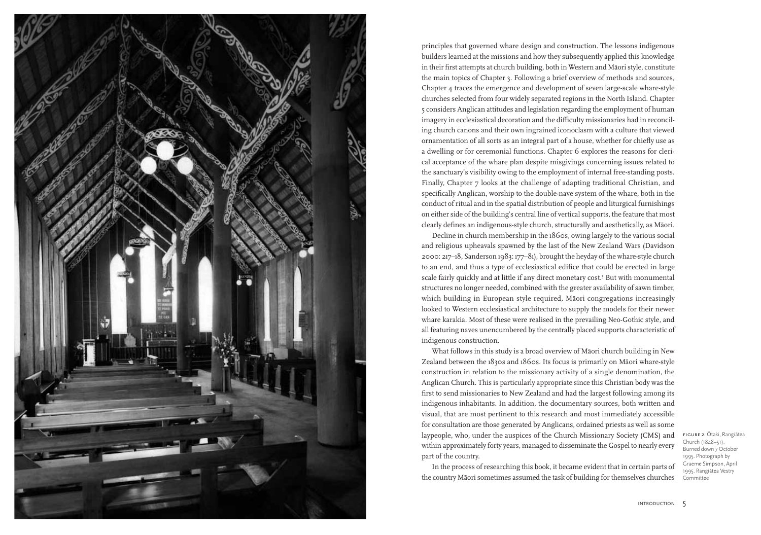principles that governed whare design and construction. The lessons indigenous builders learned at the missions and how they subsequently applied this knowledge in their first attempts at church building, both in Western and Māori style, constitute the main topics of Chapter 3. Following a brief overview of methods and sources, Chapter 4 traces the emergence and development of seven large-scale whare-style churches selected from four widely separated regions in the North Island. Chapter 5 considers Anglican attitudes and legislation regarding the employment of human imagery in ecclesiastical decoration and the difficulty missionaries had in reconciling church canons and their own ingrained iconoclasm with a culture that viewed ornamentation of all sorts as an integral part of a house, whether for chiefly use as a dwelling or for ceremonial functions. Chapter 6 explores the reasons for clerical acceptance of the whare plan despite misgivings concerning issues related to the sanctuary's visibility owing to the employment of internal free-standing posts. Finally, Chapter 7 looks at the challenge of adapting traditional Christian, and specifically Anglican, worship to the double-nave system of the whare, both in the conduct of ritual and in the spatial distribution of people and liturgical furnishings on either side of the building's central line of vertical supports, the feature that most clearly defines an indigenous-style church, structurally and aesthetically, as Māori.

Decline in church membership in the 1860s, owing largely to the various social and religious upheavals spawned by the last of the New Zealand Wars (Davidson 2000: 217–18, Sanderson 1983: 177–81), brought the heyday of the whare-style church to an end, and thus a type of ecclesiastical edifice that could be erected in large scale fairly quickly and at little if any direct monetary cost.[5] But with monumental structures no longer needed, combined with the greater availability of sawn timber, which building in European style required, Māori congregations increasingly looked to Western ecclesiastical architecture to supply the models for their newer whare karakia. Most of these were realised in the prevailing Neo-Gothic style, and all featuring naves unencumbered by the centrally placed supports characteristic of indigenous construction.

What follows in this study is a broad overview of Māori church building in New Zealand between the 1830s and 1860s. Its focus is primarily on Māori whare-style construction in relation to the missionary activity of a single denomination, the Anglican Church. This is particularly appropriate since this Christian body was the first to send missionaries to New Zealand and had the largest following among its indigenous inhabitants. In addition, the documentary sources, both written and visual, that are most pertinent to this research and most immediately accessible for consultation are those generated by Anglicans, ordained priests as well as some laypeople, who, under the auspices of the Church Missionary Society (CMS) and within approximately forty years, managed to disseminate the Gospel to nearly every part of the country.

In the process of researching this book, it became evident that in certain parts of the country Māori sometimes assumed the task of building for themselves churches

FIGURE 2. Ōtaki, Rangiātea Church (1848–51). Burned down 7 October 1995. Photograph by Graeme Simpson, April 1995. Rangiātea Vestry Committee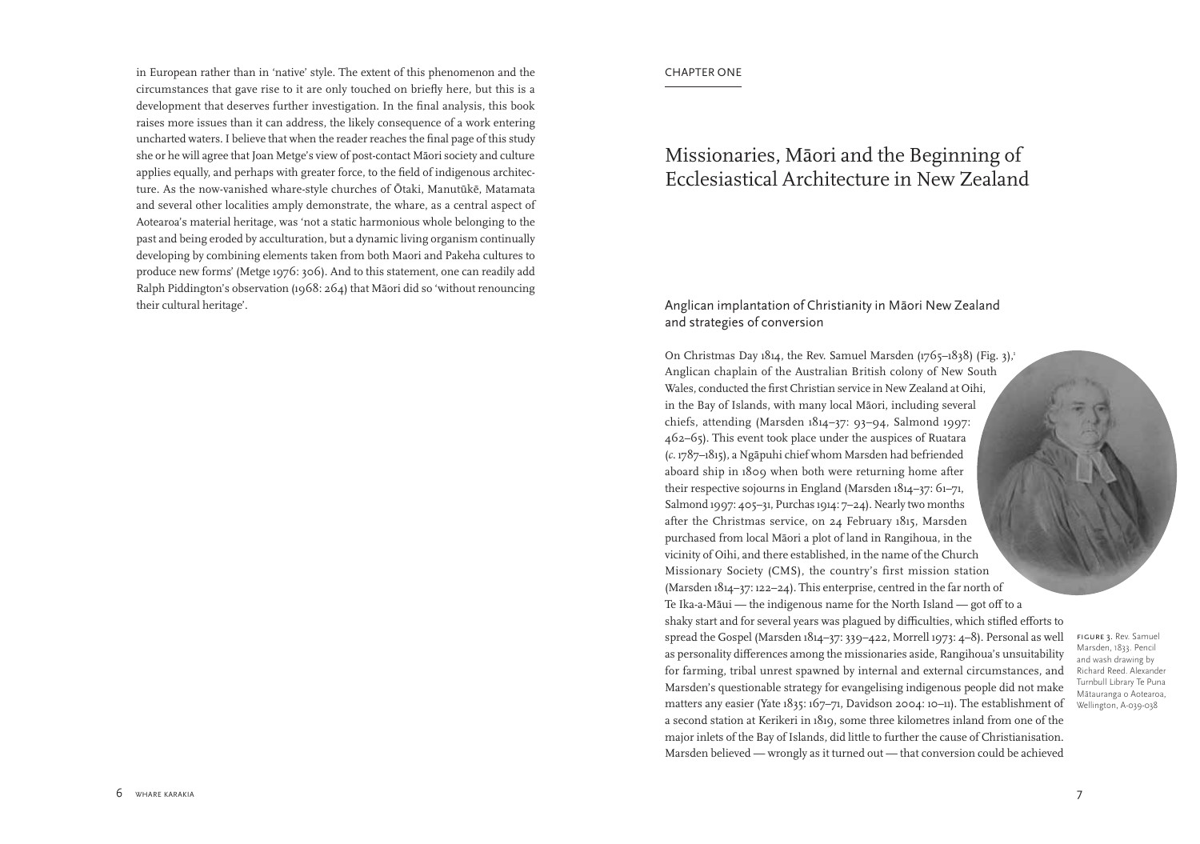in European rather than in 'native' style. The extent of this phenomenon and the circumstances that gave rise to it are only touched on briefly here, but this is a development that deserves further investigation. In the final analysis, this book raises more issues than it can address, the likely consequence of a work entering uncharted waters. I believe that when the reader reaches the final page of this study she or he will agree that Joan Metge's view of post-contact Māori society and culture applies equally, and perhaps with greater force, to the field of indigenous architecture. As the now-vanished whare-style churches of Ōtaki, Manutūkē, Matamata and several other localities amply demonstrate, the whare, as a central aspect of Aotearoa's material heritage, was 'not a static harmonious whole belonging to the past and being eroded by acculturation, but a dynamic living organism continually developing by combining elements taken from both Maori and Pakeha cultures to produce new forms' (Metge 1976: 306). And to this statement, one can readily add Ralph Piddington's observation (1968: 264) that Māori did so 'without renouncing their cultural heritage'.

CHAPTER ONE

# Missionaries, Māori and the Beginning of Ecclesiastical Architecture in New Zealand

## Anglican implantation of Christianity in Māori New Zealand and strategies of conversion

On Christmas Day 1814, the Rev. Samuel Marsden (1765–1838) (Fig. 3),[1] Anglican chaplain of the Australian British colony of New South Wales, conducted the first Christian service in New Zealand at Oihi, in the Bay of Islands, with many local Māori, including several chiefs, attending (Marsden 1814–37: 93–94, Salmond 1997: 462–65). This event took place under the auspices of Ruatara (*c.* 1787–1815), a Ngāpuhi chief whom Marsden had befriended aboard ship in 1809 when both were returning home after their respective sojourns in England (Marsden 1814–37: 61–71, Salmond 1997: 405–31, Purchas 1914: 7–24). Nearly two months after the Christmas service, on 24 February 1815, Marsden purchased from local Māori a plot of land in Rangihoua, in the vicinity of Oihi, and there established, in the name of the Church Missionary Society (CMS), the country's first mission station (Marsden 1814–37: 122–24). This enterprise, centred in the far north of Te Ika-a-Māui — the indigenous name for the North Island — got off to a shaky start and for several years was plagued by difficulties, which stifled efforts to spread the Gospel (Marsden 1814–37: 339–422, Morrell 1973: 4–8). Personal as well as personality differences among the missionaries aside, Rangihoua's unsuitability for farming, tribal unrest spawned by internal and external circumstances, and Marsden's questionable strategy for evangelising indigenous people did not make matters any easier (Yate 1835: 167–71, Davidson 2004: 10–11). The establishment of a second station at Kerikeri in 1819, some three kilometres inland from one of the major inlets of the Bay of Islands, did little to further the cause of Christianisation. Marsden believed — wrongly as it turned out — that conversion could be achieved

FIGURE 3. Rev. Samuel Marsden, 1833. Pencil and wash drawing by Richard Reed. Alexander Turnbull Library Te Puna Mātauranga o Aotearoa, Wellington, A-039-038